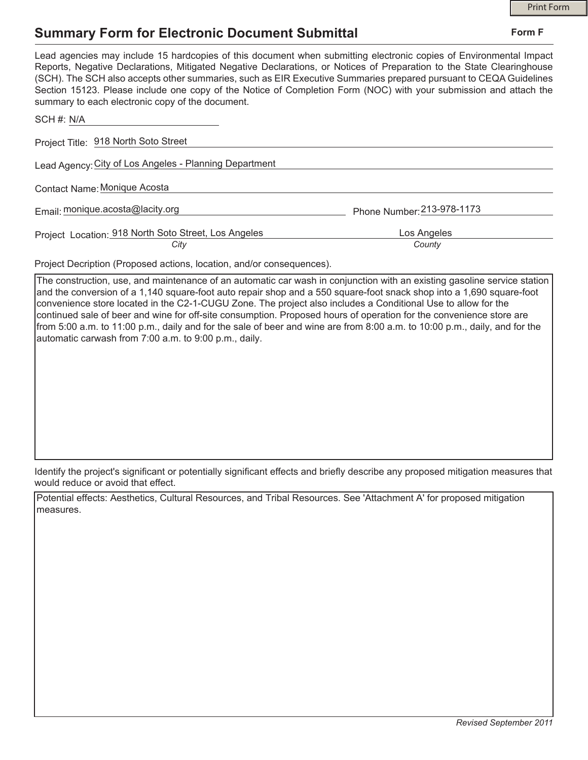# Summary Form for Electronic Document Submittal

**Form F**

Lead agencies may include 15 hardcopies of this document when submitting electronic copies of Environmental Impact Reports, Negative Declarations, Mitigated Negative Declarations, or Notices of Preparation to the State Clearinghouse (SCH). The SCH also accepts other summaries, such as EIR Executive Summaries prepared pursuant to CEQA Guidelines Section 15123. Please include one copy of the Notice of Completion Form (NOC) with your submission and attach the summary to each electronic copy of the document.

SCH #: N/A

Project Title: 918 North Soto Street

Lead Agency: City of Los Angeles - Planning Department

Contact Name: Monique Acosta

Email: monique.acosta@lacity.org  Phone Number: 213-978-1173

Project Location: 918 North Soto Street, Los Angeles (*City*)  Los Angeles (*County*)

Project Decription (Proposed actions, location, and/or consequences).

The construction, use, and maintenance of an automatic car wash in conjunction with an existing gasoline service station and the conversion of a 1,140 square-foot auto repair shop and a 550 square-foot snack shop into a 1,690 square-foot convenience store located in the C2-1-CUGU Zone. The project also includes a Conditional Use to allow for the continued sale of beer and wine for off-site consumption. Proposed hours of operation for the convenience store are from 5:00 a.m. to 11:00 p.m., daily and for the sale of beer and wine are from 8:00 a.m. to 10:00 p.m., daily, and for the automatic carwash from 7:00 a.m. to 9:00 p.m., daily.

Identify the project's significant or potentially significant effects and briefly describe any proposed mitigation measures that would reduce or avoid that effect.

Potential effects: Aesthetics, Cultural Resources, and Tribal Resources. See 'Attachment A' for proposed mitigation measures.

*Revised September 2011*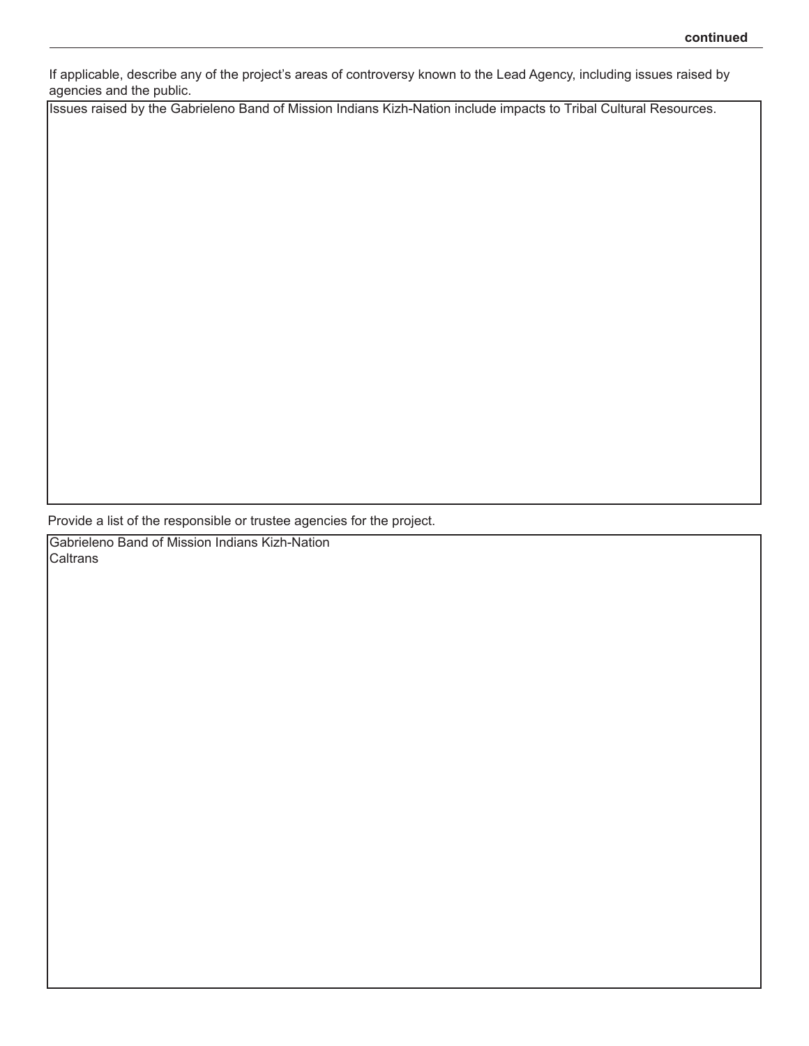If applicable, describe any of the project's areas of controversy known to the Lead Agency, including issues raised by agencies and the public.

Issues raised by the Gabrieleno Band of Mission Indians Kizh-Nation include impacts to Tribal Cultural Resources.

Provide a list of the responsible or trustee agencies for the project.

Gabrieleno Band of Mission Indians Kizh-Nation
Caltrans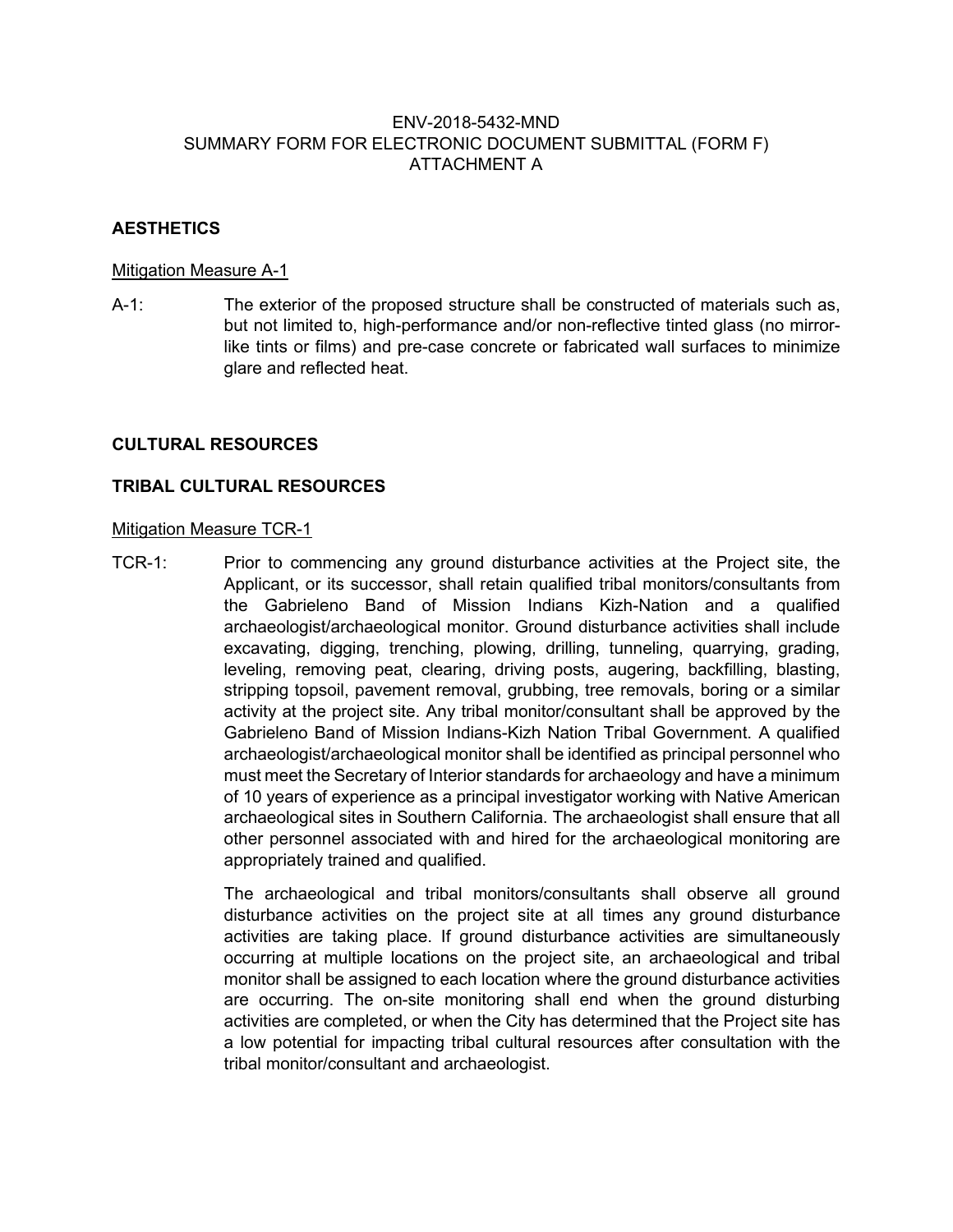ENV-2018-5432-MND
SUMMARY FORM FOR ELECTRONIC DOCUMENT SUBMITTAL (FORM F)
ATTACHMENT A

## AESTHETICS

Mitigation Measure A-1

A-1: The exterior of the proposed structure shall be constructed of materials such as, but not limited to, high-performance and/or non-reflective tinted glass (no mirror-like tints or films) and pre-case concrete or fabricated wall surfaces to minimize glare and reflected heat.

## CULTURAL RESOURCES

## TRIBAL CULTURAL RESOURCES

Mitigation Measure TCR-1

TCR-1: Prior to commencing any ground disturbance activities at the Project site, the Applicant, or its successor, shall retain qualified tribal monitors/consultants from the Gabrieleno Band of Mission Indians Kizh-Nation and a qualified archaeologist/archaeological monitor. Ground disturbance activities shall include excavating, digging, trenching, plowing, drilling, tunneling, quarrying, grading, leveling, removing peat, clearing, driving posts, augering, backfilling, blasting, stripping topsoil, pavement removal, grubbing, tree removals, boring or a similar activity at the project site. Any tribal monitor/consultant shall be approved by the Gabrieleno Band of Mission Indians-Kizh Nation Tribal Government. A qualified archaeologist/archaeological monitor shall be identified as principal personnel who must meet the Secretary of Interior standards for archaeology and have a minimum of 10 years of experience as a principal investigator working with Native American archaeological sites in Southern California. The archaeologist shall ensure that all other personnel associated with and hired for the archaeological monitoring are appropriately trained and qualified.

The archaeological and tribal monitors/consultants shall observe all ground disturbance activities on the project site at all times any ground disturbance activities are taking place. If ground disturbance activities are simultaneously occurring at multiple locations on the project site, an archaeological and tribal monitor shall be assigned to each location where the ground disturbance activities are occurring. The on-site monitoring shall end when the ground disturbing activities are completed, or when the City has determined that the Project site has a low potential for impacting tribal cultural resources after consultation with the tribal monitor/consultant and archaeologist.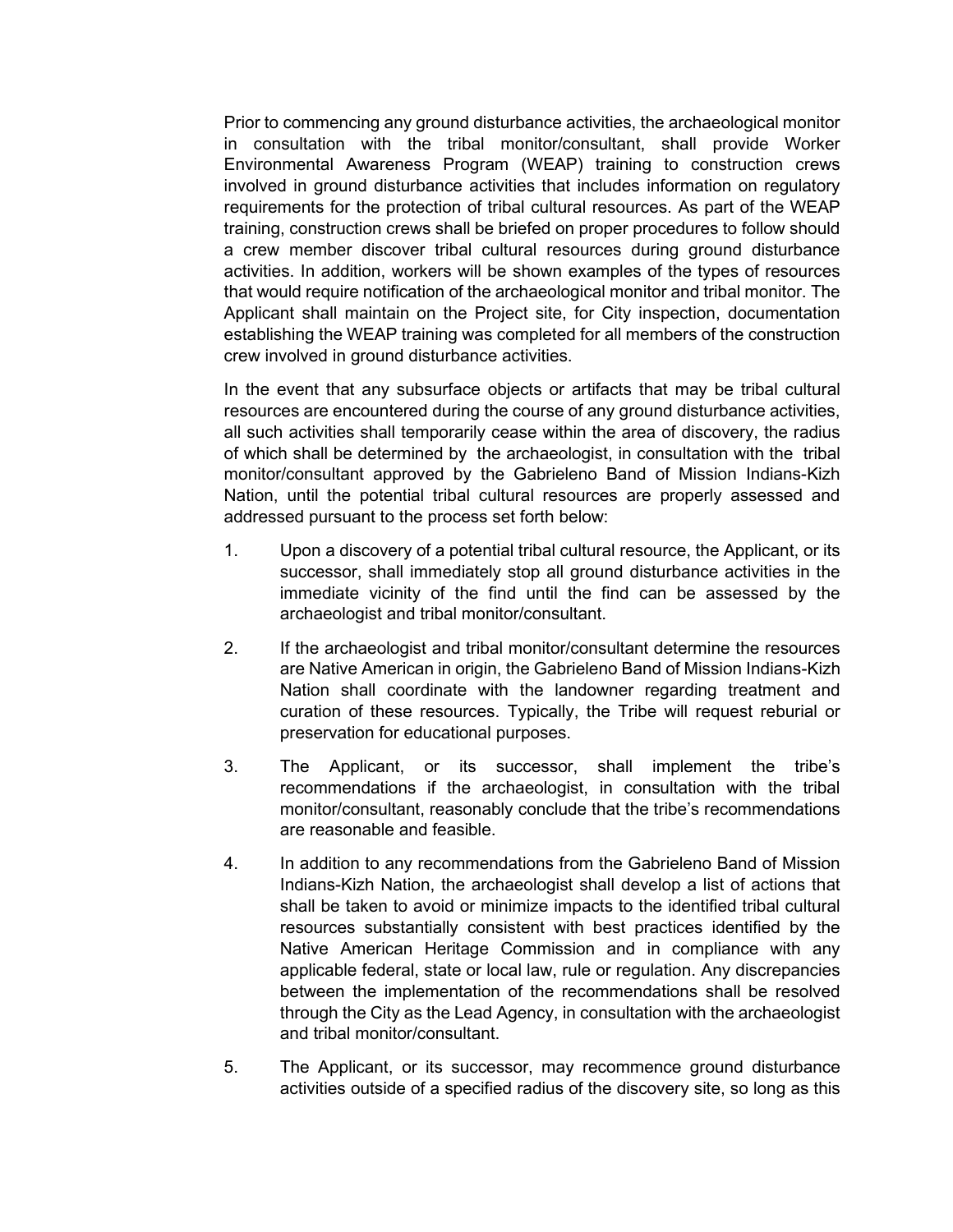Prior to commencing any ground disturbance activities, the archaeological monitor in consultation with the tribal monitor/consultant, shall provide Worker Environmental Awareness Program (WEAP) training to construction crews involved in ground disturbance activities that includes information on regulatory requirements for the protection of tribal cultural resources. As part of the WEAP training, construction crews shall be briefed on proper procedures to follow should a crew member discover tribal cultural resources during ground disturbance activities. In addition, workers will be shown examples of the types of resources that would require notification of the archaeological monitor and tribal monitor. The Applicant shall maintain on the Project site, for City inspection, documentation establishing the WEAP training was completed for all members of the construction crew involved in ground disturbance activities.

In the event that any subsurface objects or artifacts that may be tribal cultural resources are encountered during the course of any ground disturbance activities, all such activities shall temporarily cease within the area of discovery, the radius of which shall be determined by the archaeologist, in consultation with the tribal monitor/consultant approved by the Gabrieleno Band of Mission Indians-Kizh Nation, until the potential tribal cultural resources are properly assessed and addressed pursuant to the process set forth below:

1. Upon a discovery of a potential tribal cultural resource, the Applicant, or its successor, shall immediately stop all ground disturbance activities in the immediate vicinity of the find until the find can be assessed by the archaeologist and tribal monitor/consultant.

2. If the archaeologist and tribal monitor/consultant determine the resources are Native American in origin, the Gabrieleno Band of Mission Indians-Kizh Nation shall coordinate with the landowner regarding treatment and curation of these resources. Typically, the Tribe will request reburial or preservation for educational purposes.

3. The Applicant, or its successor, shall implement the tribe's recommendations if the archaeologist, in consultation with the tribal monitor/consultant, reasonably conclude that the tribe's recommendations are reasonable and feasible.

4. In addition to any recommendations from the Gabrieleno Band of Mission Indians-Kizh Nation, the archaeologist shall develop a list of actions that shall be taken to avoid or minimize impacts to the identified tribal cultural resources substantially consistent with best practices identified by the Native American Heritage Commission and in compliance with any applicable federal, state or local law, rule or regulation. Any discrepancies between the implementation of the recommendations shall be resolved through the City as the Lead Agency, in consultation with the archaeologist and tribal monitor/consultant.

5. The Applicant, or its successor, may recommence ground disturbance activities outside of a specified radius of the discovery site, so long as this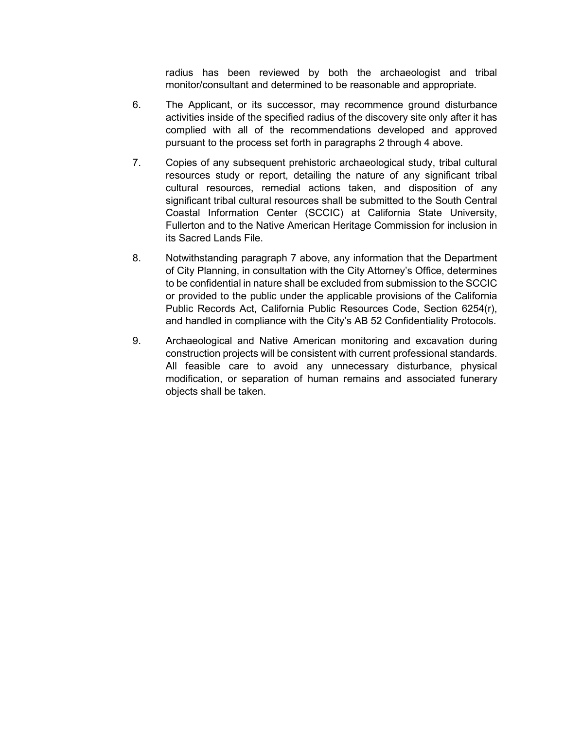radius has been reviewed by both the archaeologist and tribal monitor/consultant and determined to be reasonable and appropriate.

6. The Applicant, or its successor, may recommence ground disturbance activities inside of the specified radius of the discovery site only after it has complied with all of the recommendations developed and approved pursuant to the process set forth in paragraphs 2 through 4 above.

7. Copies of any subsequent prehistoric archaeological study, tribal cultural resources study or report, detailing the nature of any significant tribal cultural resources, remedial actions taken, and disposition of any significant tribal cultural resources shall be submitted to the South Central Coastal Information Center (SCCIC) at California State University, Fullerton and to the Native American Heritage Commission for inclusion in its Sacred Lands File.

8. Notwithstanding paragraph 7 above, any information that the Department of City Planning, in consultation with the City Attorney's Office, determines to be confidential in nature shall be excluded from submission to the SCCIC or provided to the public under the applicable provisions of the California Public Records Act, California Public Resources Code, Section 6254(r), and handled in compliance with the City's AB 52 Confidentiality Protocols.

9. Archaeological and Native American monitoring and excavation during construction projects will be consistent with current professional standards. All feasible care to avoid any unnecessary disturbance, physical modification, or separation of human remains and associated funerary objects shall be taken.